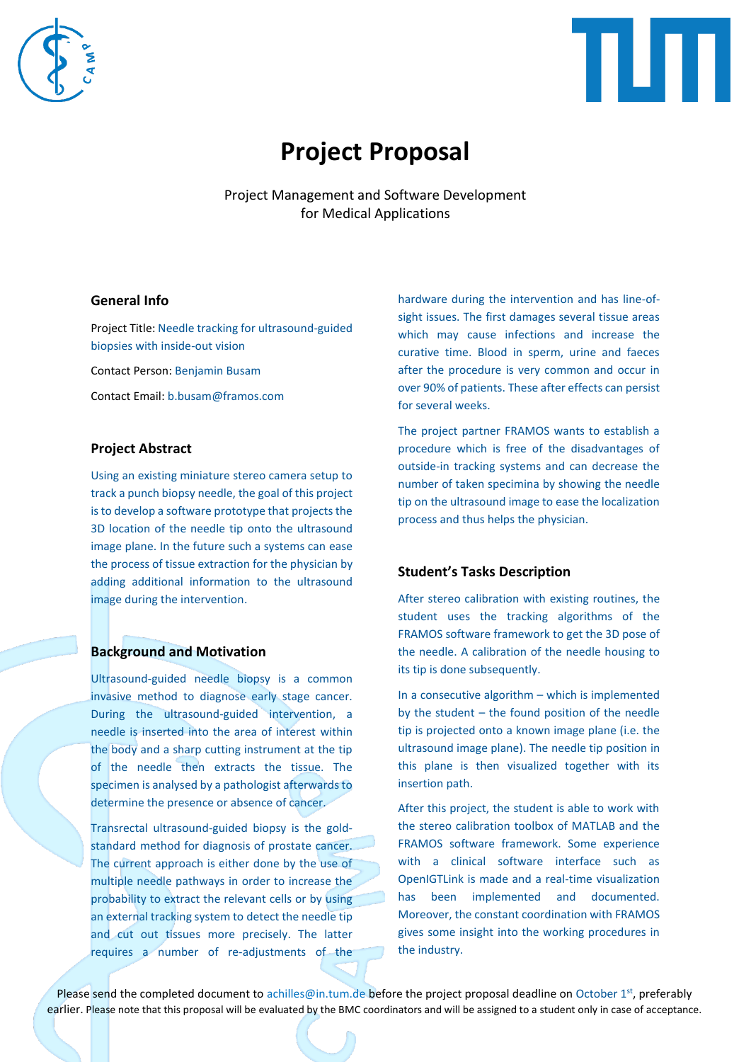# Project Proposal

Project Management and Software Development
for Medical Applications

## General Info

Project Title: Needle tracking for ultrasound-guided biopsies with inside-out vision

Contact Person: Benjamin Busam

Contact Email: b.busam@framos.com

## Project Abstract

Using an existing miniature stereo camera setup to track a punch biopsy needle, the goal of this project is to develop a software prototype that projects the 3D location of the needle tip onto the ultrasound image plane. In the future such a systems can ease the process of tissue extraction for the physician by adding additional information to the ultrasound image during the intervention.

## Background and Motivation

Ultrasound-guided needle biopsy is a common invasive method to diagnose early stage cancer. During the ultrasound-guided intervention, a needle is inserted into the area of interest within the body and a sharp cutting instrument at the tip of the needle then extracts the tissue. The specimen is analysed by a pathologist afterwards to determine the presence or absence of cancer.

Transrectal ultrasound-guided biopsy is the gold-standard method for diagnosis of prostate cancer. The current approach is either done by the use of multiple needle pathways in order to increase the probability to extract the relevant cells or by using an external tracking system to detect the needle tip and cut out tissues more precisely. The latter requires a number of re-adjustments of the hardware during the intervention and has line-of-sight issues. The first damages several tissue areas which may cause infections and increase the curative time. Blood in sperm, urine and faeces after the procedure is very common and occur in over 90% of patients. These after effects can persist for several weeks.

The project partner FRAMOS wants to establish a procedure which is free of the disadvantages of outside-in tracking systems and can decrease the number of taken specimina by showing the needle tip on the ultrasound image to ease the localization process and thus helps the physician.

## Student's Tasks Description

After stereo calibration with existing routines, the student uses the tracking algorithms of the FRAMOS software framework to get the 3D pose of the needle. A calibration of the needle housing to its tip is done subsequently.

In a consecutive algorithm – which is implemented by the student – the found position of the needle tip is projected onto a known image plane (i.e. the ultrasound image plane). The needle tip position in this plane is then visualized together with its insertion path.

After this project, the student is able to work with the stereo calibration toolbox of MATLAB and the FRAMOS software framework. Some experience with a clinical software interface such as OpenIGTLink is made and a real-time visualization has been implemented and documented. Moreover, the constant coordination with FRAMOS gives some insight into the working procedures in the industry.

Please send the completed document to achilles@in.tum.de before the project proposal deadline on October 1st, preferably earlier. Please note that this proposal will be evaluated by the BMC coordinators and will be assigned to a student only in case of acceptance.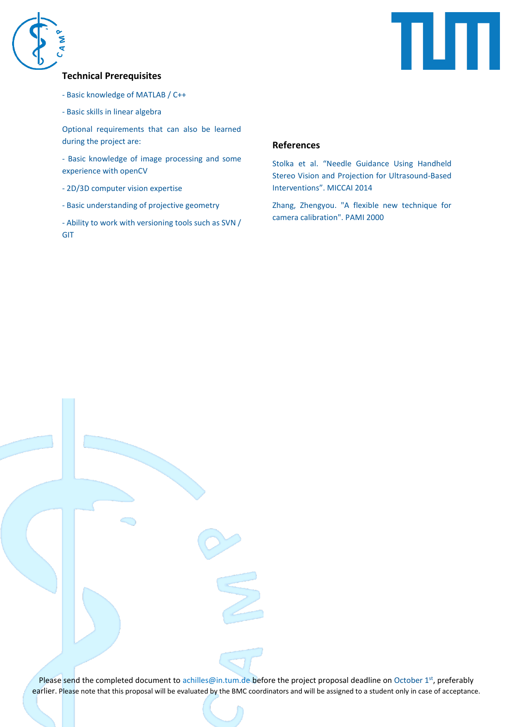## Technical Prerequisites

- Basic knowledge of MATLAB / C++

- Basic skills in linear algebra

Optional requirements that can also be learned during the project are:

- Basic knowledge of image processing and some experience with openCV

- 2D/3D computer vision expertise

- Basic understanding of projective geometry

- Ability to work with versioning tools such as SVN / GIT

## References

Stolka et al. “Needle Guidance Using Handheld Stereo Vision and Projection for Ultrasound-Based Interventions”. MICCAI 2014

Zhang, Zhengyou. "A flexible new technique for camera calibration". PAMI 2000

Please send the completed document to achilles@in.tum.de before the project proposal deadline on October 1st, preferably earlier. Please note that this proposal will be evaluated by the BMC coordinators and will be assigned to a student only in case of acceptance.